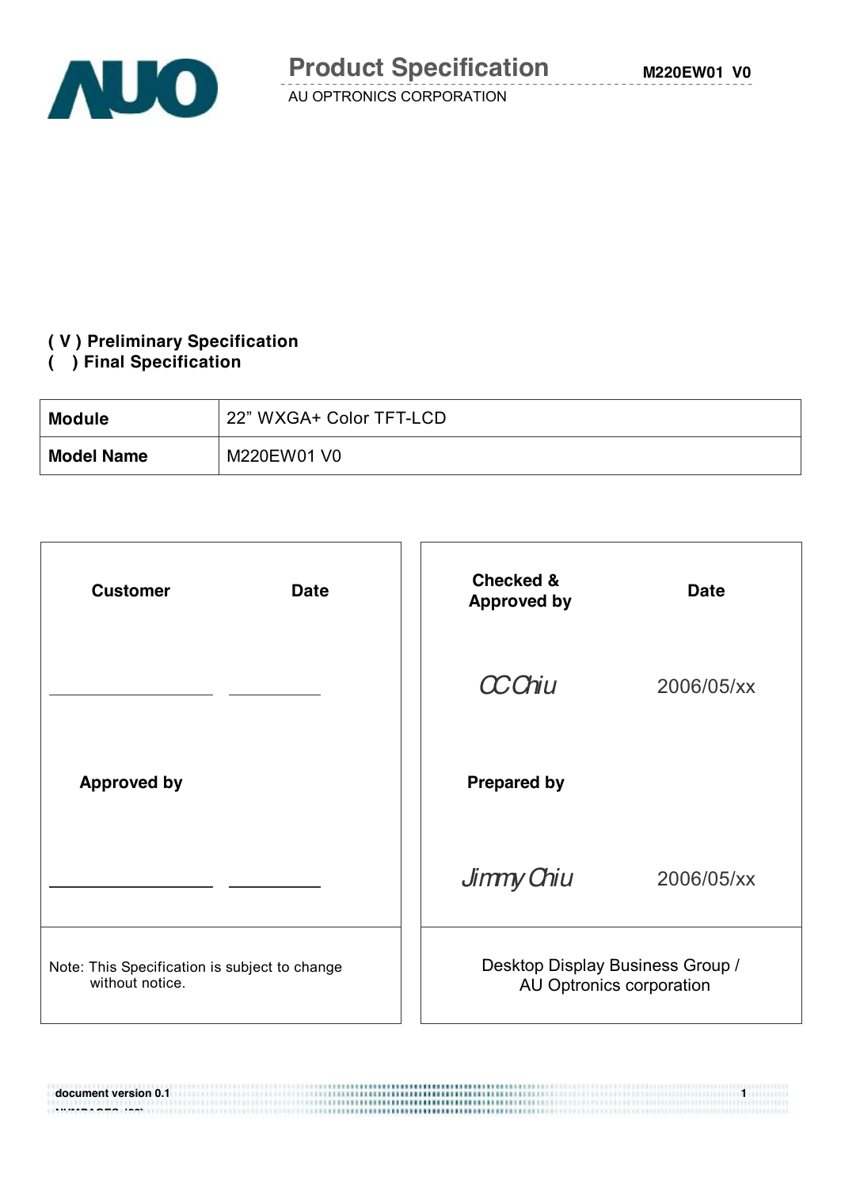# Product Specification

AU OPTRONICS CORPORATION

**( V ) Preliminary Specification**
**(   ) Final Specification**

| **Module** | 22" WXGA+ Color TFT-LCD |
|---|---|
| **Model Name** | M220EW01 V0 |

| **Customer** | **Date** | **Checked & Approved by** | **Date** |
|---|---|---|---|
| ____________ | ________ | *CC Chiu* | 2006/05/xx |
| **Approved by** | | **Prepared by** | |
| ____________ | ________ | *Jimmy Chiu* | 2006/05/xx |
| Note: This Specification is subject to change without notice. | | Desktop Display Business Group / AU Optronics corporation | |

document version 0.1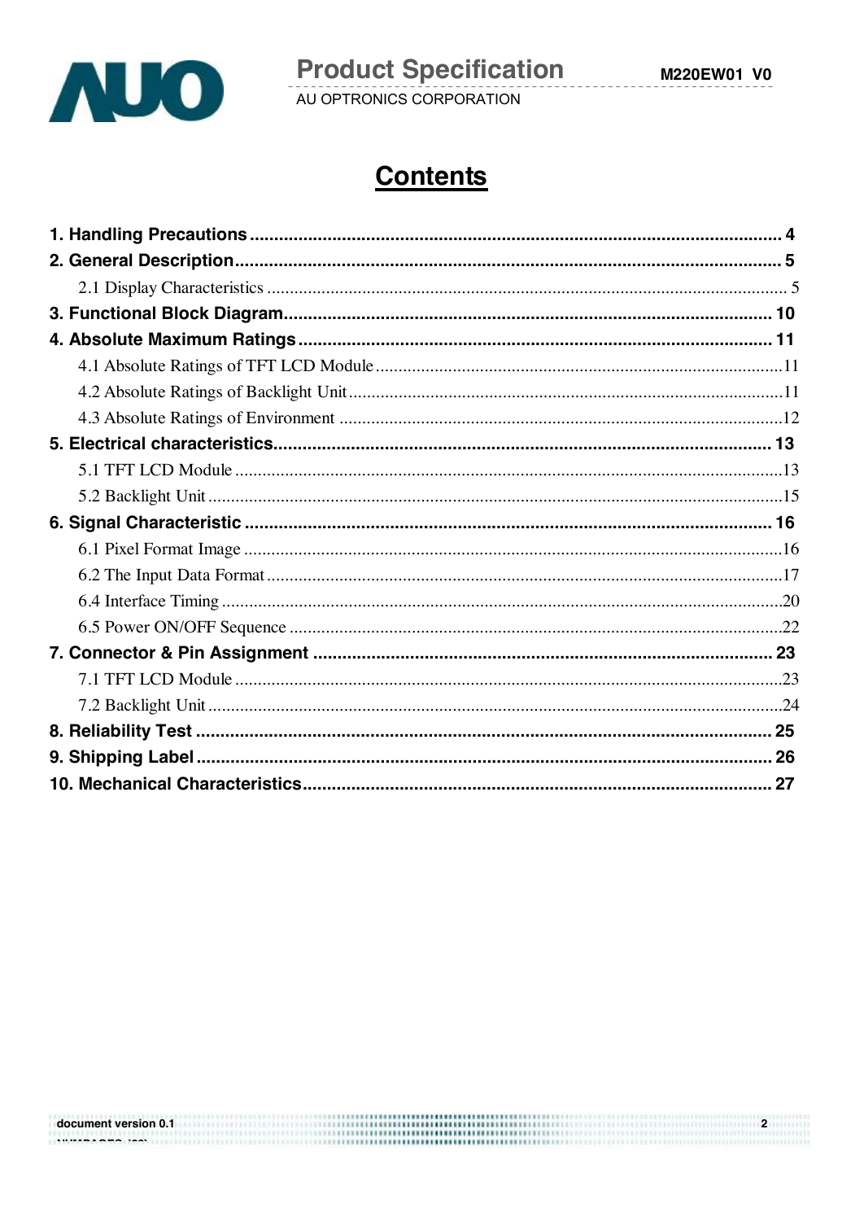# Contents

**1. Handling Precautions** ............................................................. **4**

**2. General Description** ............................................................. **5**

2.1 Display Characteristics ............................................................. 5

**3. Functional Block Diagram** ............................................................. **10**

**4. Absolute Maximum Ratings** ............................................................. **11**

4.1 Absolute Ratings of TFT LCD Module ............................................................. 11

4.2 Absolute Ratings of Backlight Unit ............................................................. 11

4.3 Absolute Ratings of Environment ............................................................. 12

**5. Electrical characteristics** ............................................................. **13**

5.1 TFT LCD Module ............................................................. 13

5.2 Backlight Unit ............................................................. 15

**6. Signal Characteristic** ............................................................. **16**

6.1 Pixel Format Image ............................................................. 16

6.2 The Input Data Format ............................................................. 17

6.4 Interface Timing ............................................................. 20

6.5 Power ON/OFF Sequence ............................................................. 22

**7. Connector & Pin Assignment** ............................................................. **23**

7.1 TFT LCD Module ............................................................. 23

7.2 Backlight Unit ............................................................. 24

**8. Reliability Test** ............................................................. **25**

**9. Shipping Label** ............................................................. **26**

**10. Mechanical Characteristics** ............................................................. **27**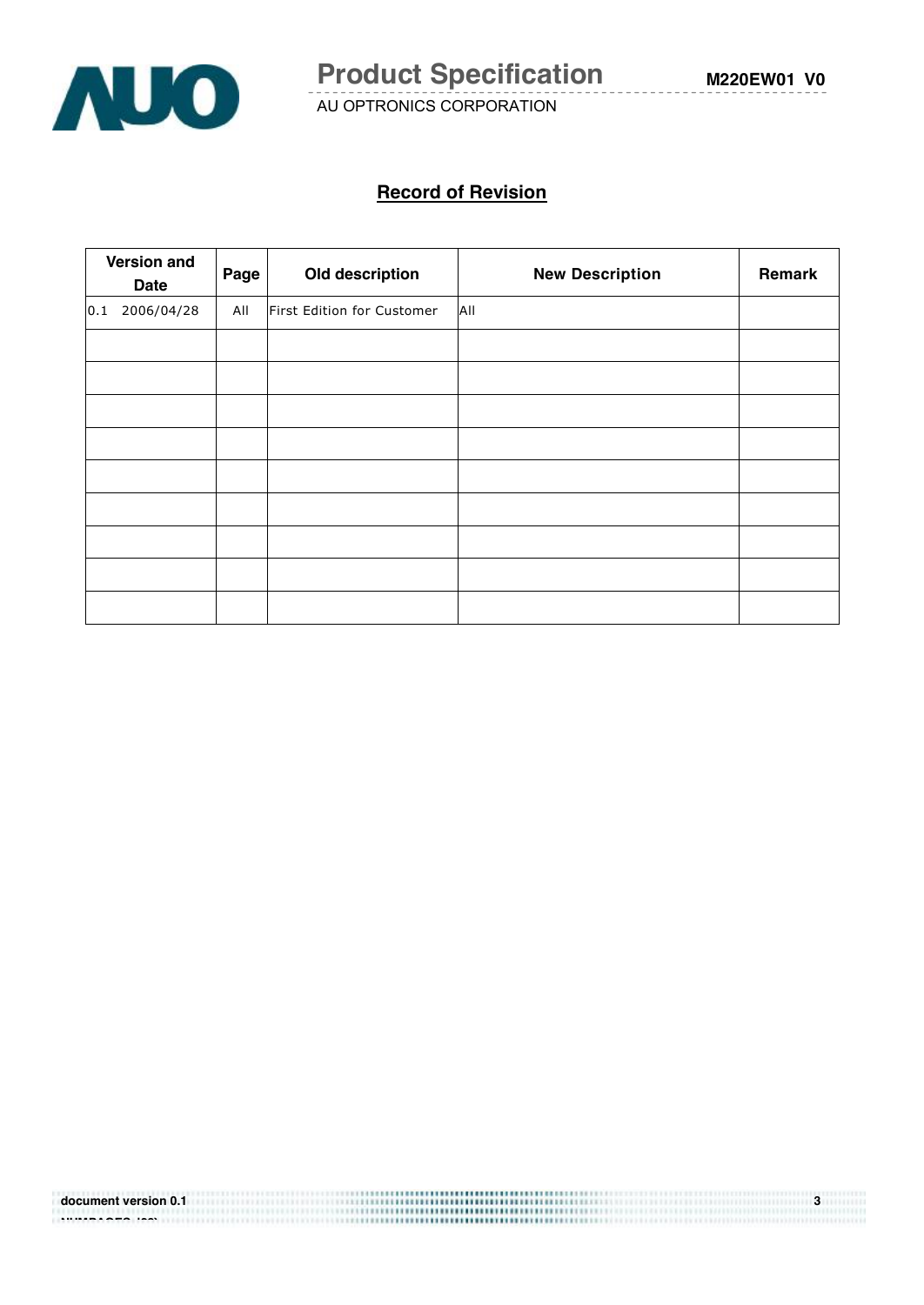## Record of Revision

| Version and Date | Page | Old description | New Description | Remark |
|---|---|---|---|---|
| 0.1 2006/04/28 | All | First Edition for Customer | All | |
| | | | | |
| | | | | |
| | | | | |
| | | | | |
| | | | | |
| | | | | |
| | | | | |
| | | | | |
| | | | | |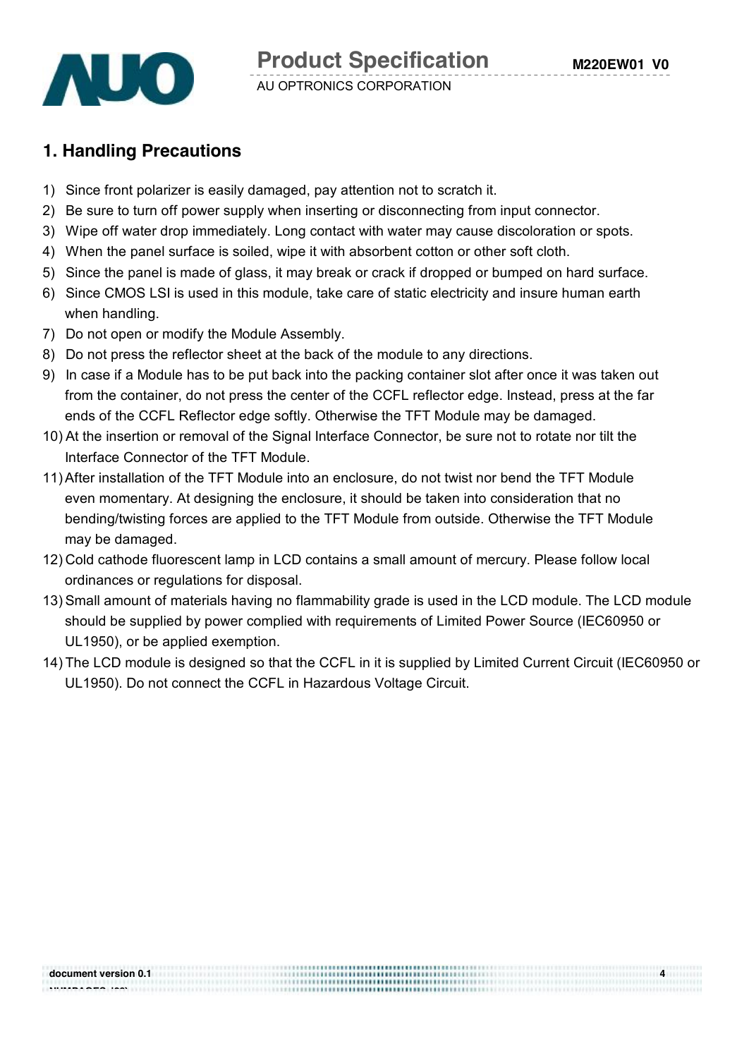## 1. Handling Precautions

1) Since front polarizer is easily damaged, pay attention not to scratch it.
2) Be sure to turn off power supply when inserting or disconnecting from input connector.
3) Wipe off water drop immediately. Long contact with water may cause discoloration or spots.
4) When the panel surface is soiled, wipe it with absorbent cotton or other soft cloth.
5) Since the panel is made of glass, it may break or crack if dropped or bumped on hard surface.
6) Since CMOS LSI is used in this module, take care of static electricity and insure human earth when handling.
7) Do not open or modify the Module Assembly.
8) Do not press the reflector sheet at the back of the module to any directions.
9) In case if a Module has to be put back into the packing container slot after once it was taken out from the container, do not press the center of the CCFL reflector edge. Instead, press at the far ends of the CCFL Reflector edge softly. Otherwise the TFT Module may be damaged.
10) At the insertion or removal of the Signal Interface Connector, be sure not to rotate nor tilt the Interface Connector of the TFT Module.
11) After installation of the TFT Module into an enclosure, do not twist nor bend the TFT Module even momentary. At designing the enclosure, it should be taken into consideration that no bending/twisting forces are applied to the TFT Module from outside. Otherwise the TFT Module may be damaged.
12) Cold cathode fluorescent lamp in LCD contains a small amount of mercury. Please follow local ordinances or regulations for disposal.
13) Small amount of materials having no flammability grade is used in the LCD module. The LCD module should be supplied by power complied with requirements of Limited Power Source (IEC60950 or UL1950), or be applied exemption.
14) The LCD module is designed so that the CCFL in it is supplied by Limited Current Circuit (IEC60950 or UL1950). Do not connect the CCFL in Hazardous Voltage Circuit.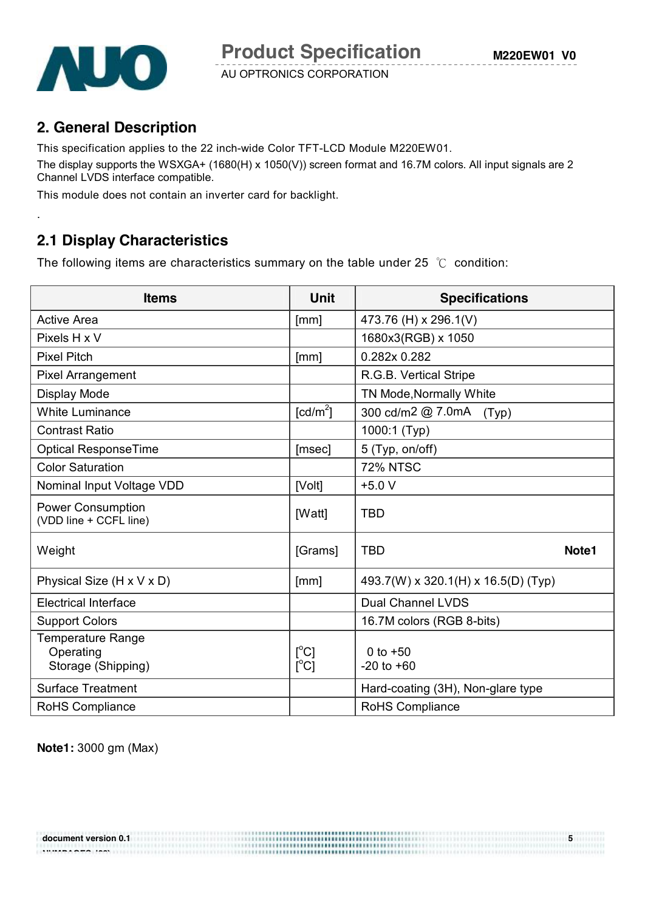## 2. General Description

This specification applies to the 22 inch-wide Color TFT-LCD Module M220EW01.

The display supports the WSXGA+ (1680(H) x 1050(V)) screen format and 16.7M colors. All input signals are 2 Channel LVDS interface compatible.

This module does not contain an inverter card for backlight.

.

### 2.1 Display Characteristics

The following items are characteristics summary on the table under 25 ℃ condition:

| Items | Unit | Specifications |
|---|---|---|
| Active Area | [mm] | 473.76 (H) x 296.1(V) |
| Pixels H x V | | 1680x3(RGB) x 1050 |
| Pixel Pitch | [mm] | 0.282x 0.282 |
| Pixel Arrangement | | R.G.B. Vertical Stripe |
| Display Mode | | TN Mode,Normally White |
| White Luminance | [cd/m$^2$] | 300 cd/m2 @ 7.0mA (Typ) |
| Contrast Ratio | | 1000:1 (Typ) |
| Optical ResponseTime | [msec] | 5 (Typ, on/off) |
| Color Saturation | | 72% NTSC |
| Nominal Input Voltage VDD | [Volt] | +5.0 V |
| Power Consumption (VDD line + CCFL line) | [Watt] | TBD |
| Weight | [Grams] | TBD **Note1** |
| Physical Size (H x V x D) | [mm] | 493.7(W) x 320.1(H) x 16.5(D) (Typ) |
| Electrical Interface | | Dual Channel LVDS |
| Support Colors | | 16.7M colors (RGB 8-bits) |
| Temperature Range<br>Operating<br>Storage (Shipping) | <br>[$^o$C]<br>[$^o$C] | <br>0 to +50<br>-20 to +60 |
| Surface Treatment | | Hard-coating (3H), Non-glare type |
| RoHS Compliance | | RoHS Compliance |

**Note1:** 3000 gm (Max)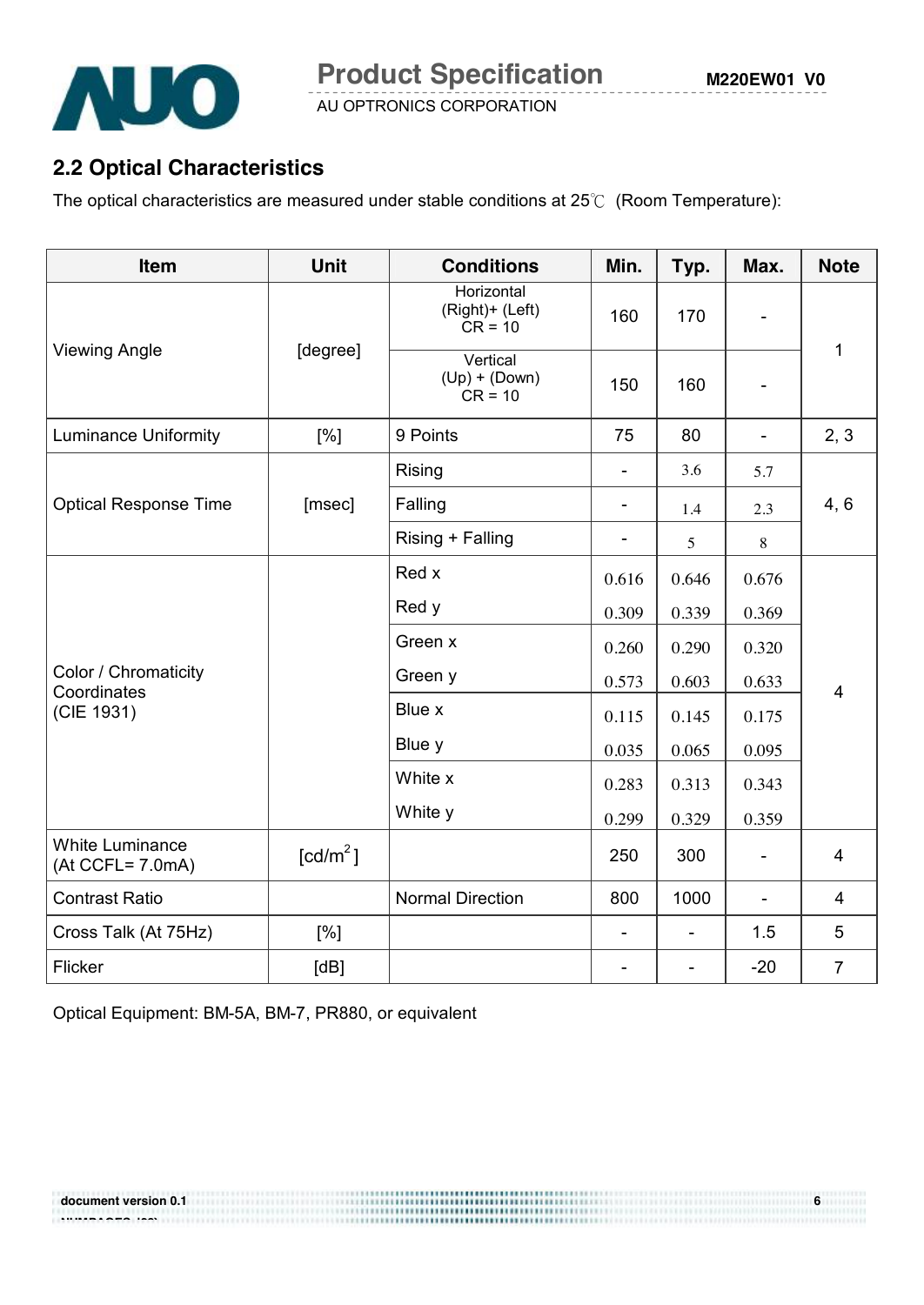## 2.2 Optical Characteristics

The optical characteristics are measured under stable conditions at 25℃ (Room Temperature):

| Item | Unit | Conditions | Min. | Typ. | Max. | Note |
|---|---|---|---|---|---|---|
| Viewing Angle | [degree] | Horizontal (Right)+ (Left) CR = 10 | 160 | 170 | - | 1 |
| | | Vertical (Up) + (Down) CR = 10 | 150 | 160 | - | |
| Luminance Uniformity | [%] | 9 Points | 75 | 80 | - | 2, 3 |
| Optical Response Time | [msec] | Rising | - | 3.6 | 5.7 | 4, 6 |
| | | Falling | - | 1.4 | 2.3 | |
| | | Rising + Falling | - | 5 | 8 | |
| Color / Chromaticity Coordinates (CIE 1931) | | Red x | 0.616 | 0.646 | 0.676 | 4 |
| | | Red y | 0.309 | 0.339 | 0.369 | |
| | | Green x | 0.260 | 0.290 | 0.320 | |
| | | Green y | 0.573 | 0.603 | 0.633 | |
| | | Blue x | 0.115 | 0.145 | 0.175 | |
| | | Blue y | 0.035 | 0.065 | 0.095 | |
| | | White x | 0.283 | 0.313 | 0.343 | |
| | | White y | 0.299 | 0.329 | 0.359 | |
| White Luminance (At CCFL= 7.0mA) | [cd/m$^2$] | | 250 | 300 | - | 4 |
| Contrast Ratio | | Normal Direction | 800 | 1000 | - | 4 |
| Cross Talk (At 75Hz) | [%] | | - | - | 1.5 | 5 |
| Flicker | [dB] | | - | - | -20 | 7 |

Optical Equipment: BM-5A, BM-7, PR880, or equivalent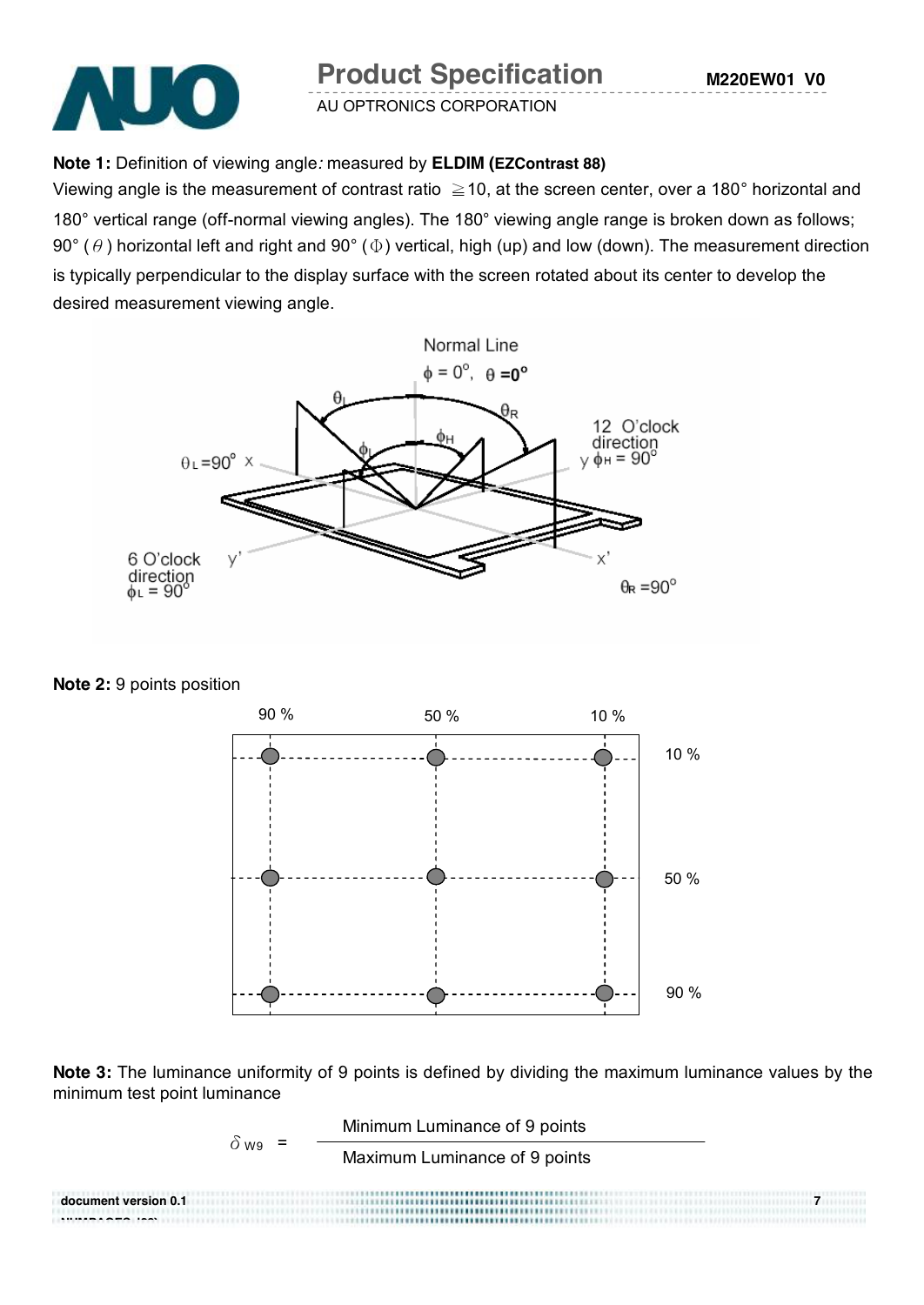**Note 1:** Definition of viewing angle*:* measured by **ELDIM (EZContrast 88)**

Viewing angle is the measurement of contrast ratio ≧10, at the screen center, over a 180° horizontal and 180° vertical range (off-normal viewing angles). The 180° viewing angle range is broken down as follows; 90° ($\theta$) horizontal left and right and 90° ($\Phi$) vertical, high (up) and low (down). The measurement direction is typically perpendicular to the display surface with the screen rotated about its center to develop the desired measurement viewing angle.

**Note 2:** 9 points position

**Note 3:** The luminance uniformity of 9 points is defined by dividing the maximum luminance values by the minimum test point luminance

$$\delta_{W9} = \frac{\text{Minimum Luminance of 9 points}}{\text{Maximum Luminance of 9 points}}$$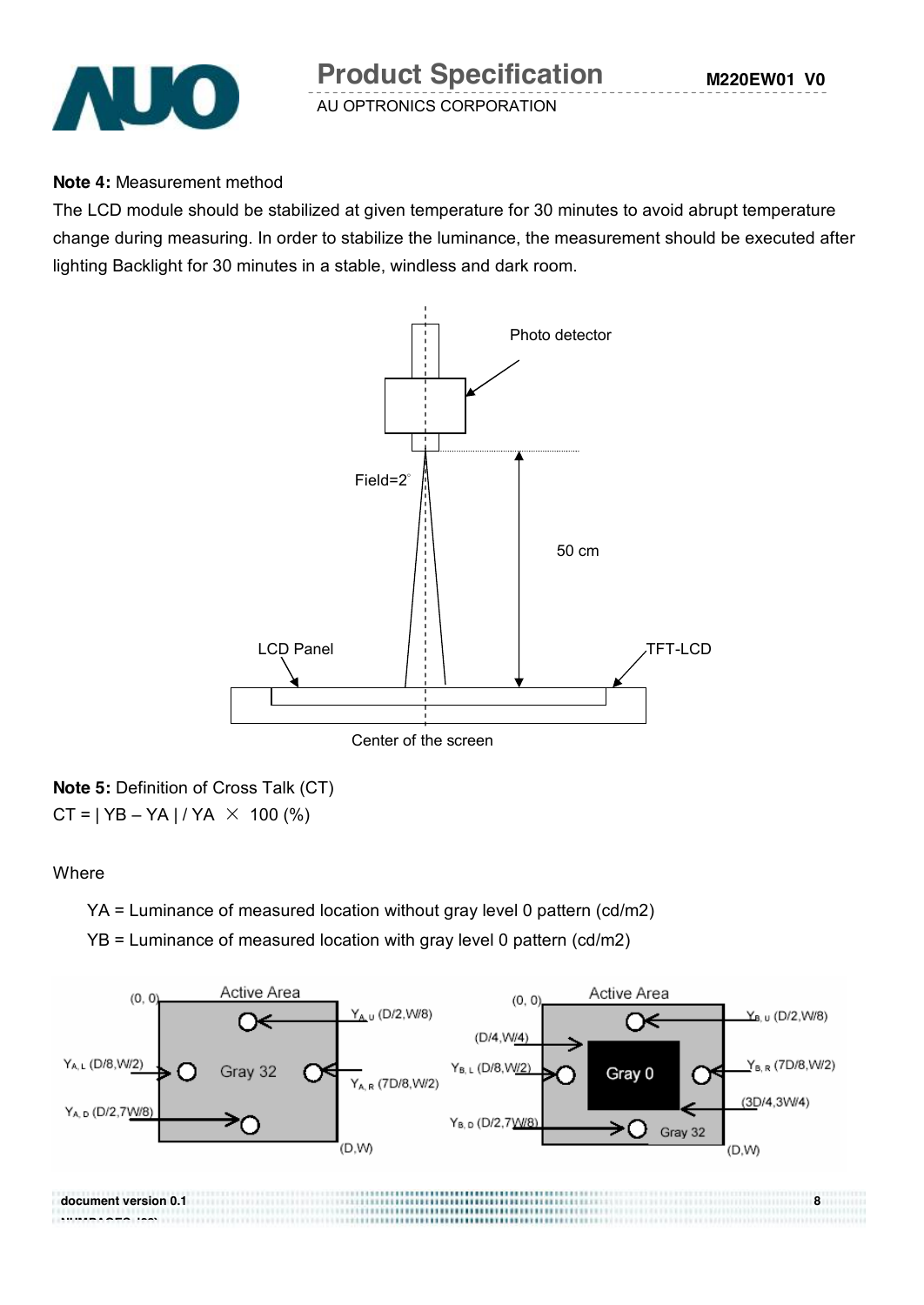**Note 4:** Measurement method

The LCD module should be stabilized at given temperature for 30 minutes to avoid abrupt temperature change during measuring. In order to stabilize the luminance, the measurement should be executed after lighting Backlight for 30 minutes in a stable, windless and dark room.

Photo detector

Field=2°

50 cm

LCD Panel

TFT-LCD

Center of the screen

**Note 5:** Definition of Cross Talk (CT)

CT = | YB – YA | / YA × 100 (%)

Where

YA = Luminance of measured location without gray level 0 pattern (cd/m2)

YB = Luminance of measured location with gray level 0 pattern (cd/m2)

Active Area (0, 0) (D,W) Gray 32

$Y_{A,U}$ (D/2,W/8)
$Y_{A,L}$ (D/8,W/2)
$Y_{A,R}$ (7D/8,W/2)
$Y_{A,D}$ (D/2,7W/8)

Active Area (0, 0) (D,W) Gray 0 Gray 32 (D/4,W/4) (3D/4,3W/4)

$Y_{B,U}$ (D/2,W/8)
$Y_{B,L}$ (D/8,W/2)
$Y_{B,R}$ (7D/8,W/2)
$Y_{B,D}$ (D/2,7W/8)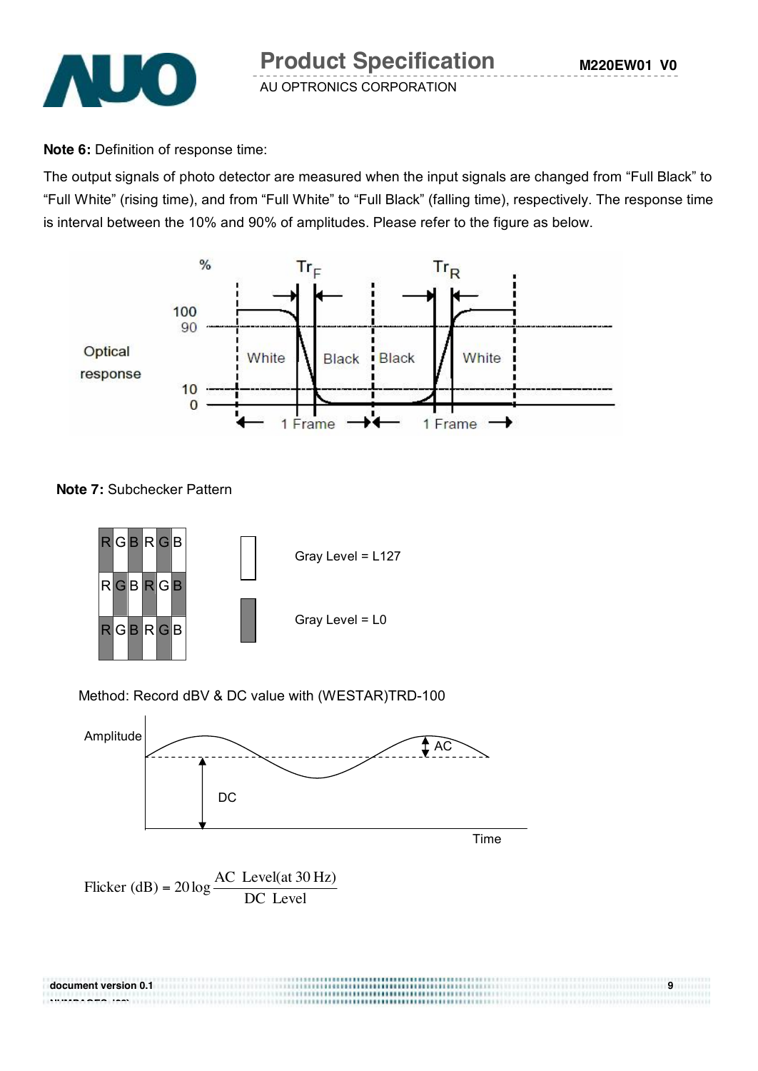**Note 6:** Definition of response time:

The output signals of photo detector are measured when the input signals are changed from "Full Black" to "Full White" (rising time), and from "Full White" to "Full Black" (falling time), respectively. The response time is interval between the 10% and 90% of amplitudes. Please refer to the figure as below.

**Note 7:** Subchecker Pattern

Gray Level = L127

Gray Level = L0

Method: Record dBV & DC value with (WESTAR)TRD-100

$$\text{Flicker (dB)} = 20\log\frac{\text{AC Level(at 30 Hz)}}{\text{DC Level}}$$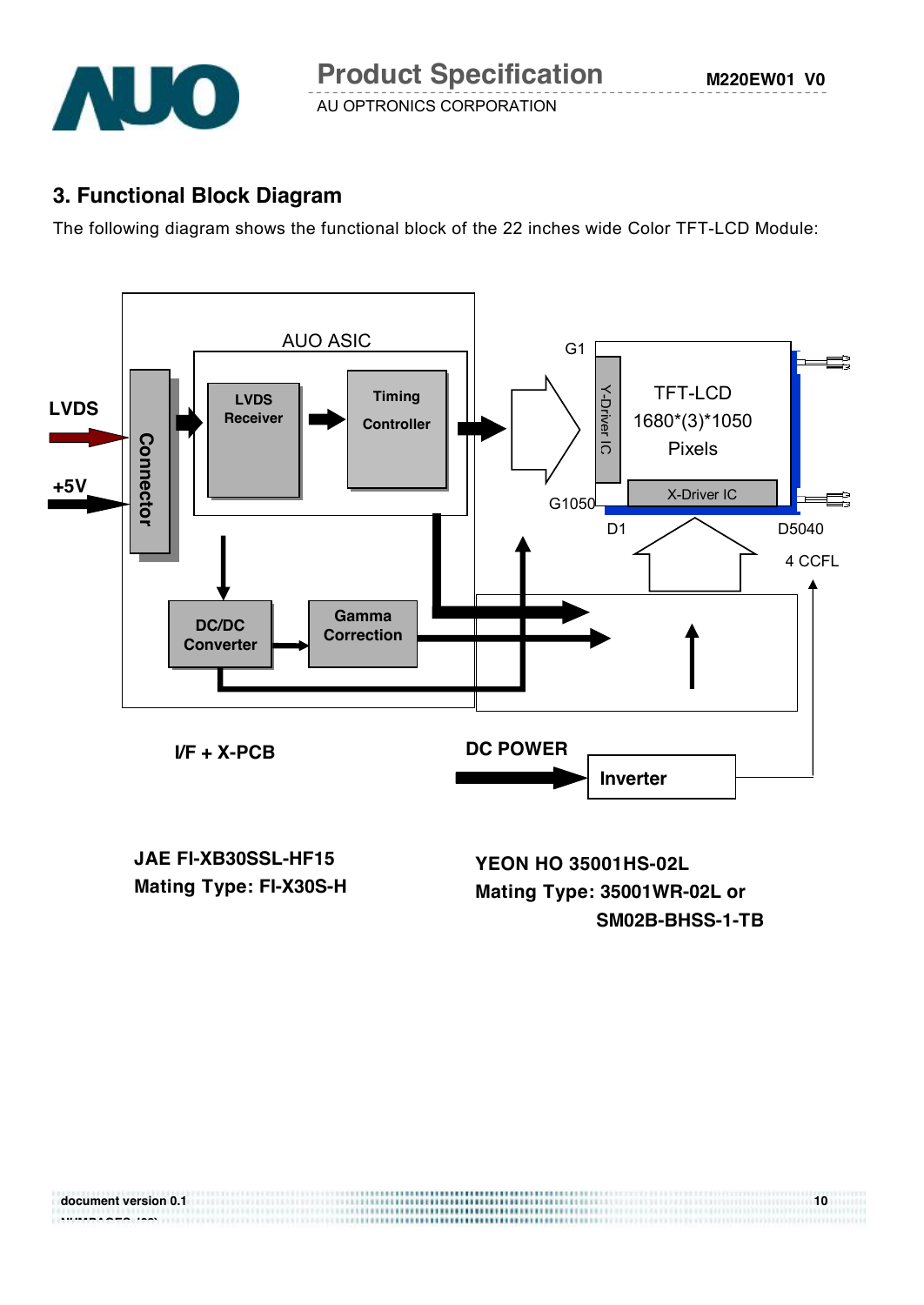## 3. Functional Block Diagram

The following diagram shows the functional block of the 22 inches wide Color TFT-LCD Module:

LVDS

+5V

Connector

AUO ASIC

LVDS Receiver

Timing Controller

DC/DC Converter

Gamma Correction

G1

G1050

Y-Driver IC

TFT-LCD 1680*(3)*1050 Pixels

X-Driver IC

D1

D5040

4 CCFL

I/F + X-PCB

DC POWER

Inverter

**JAE FI-XB30SSL-HF15**
**Mating Type: FI-X30S-H**

**YEON HO 35001HS-02L**
**Mating Type: 35001WR-02L or SM02B-BHSS-1-TB**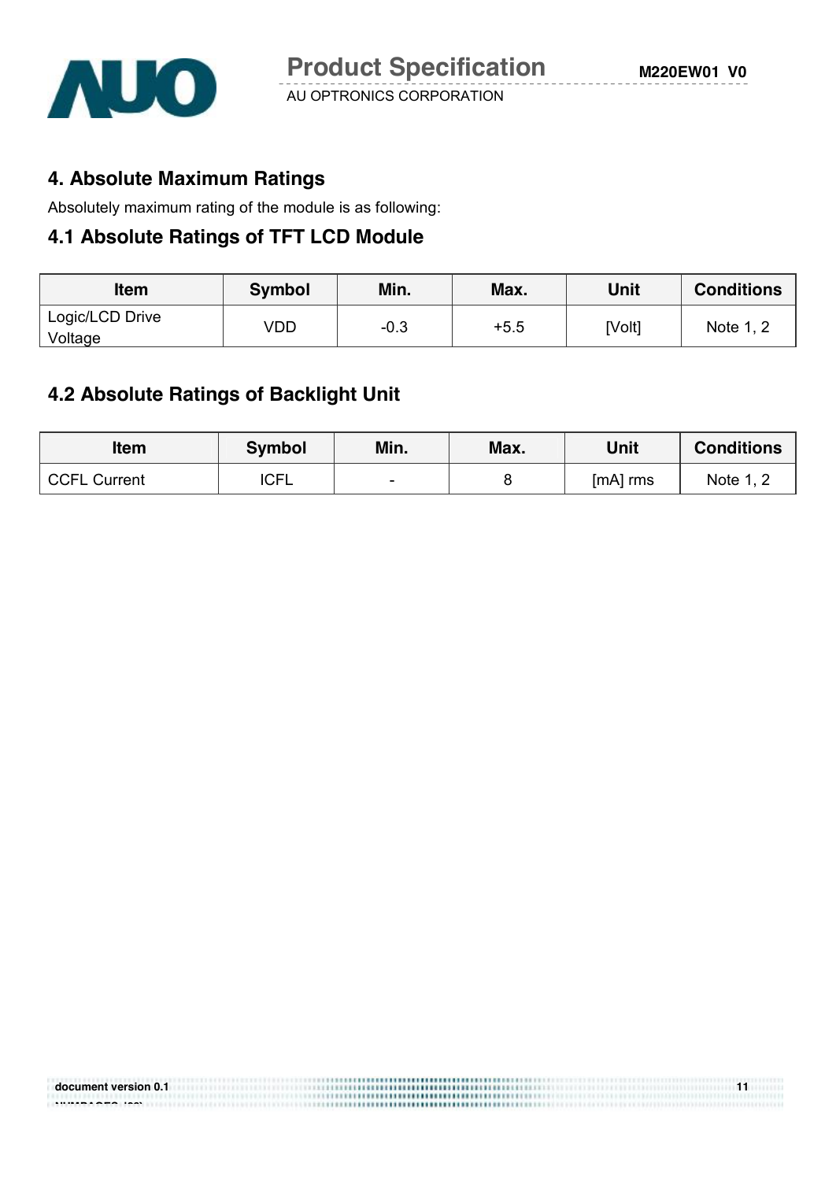## 4. Absolute Maximum Ratings

Absolutely maximum rating of the module is as following:

### 4.1 Absolute Ratings of TFT LCD Module

| Item | Symbol | Min. | Max. | Unit | Conditions |
|---|---|---|---|---|---|
| Logic/LCD Drive Voltage | VDD | -0.3 | +5.5 | [Volt] | Note 1, 2 |

### 4.2 Absolute Ratings of Backlight Unit

| Item | Symbol | Min. | Max. | Unit | Conditions |
|---|---|---|---|---|---|
| CCFL Current | ICFL | - | 8 | [mA] rms | Note 1, 2 |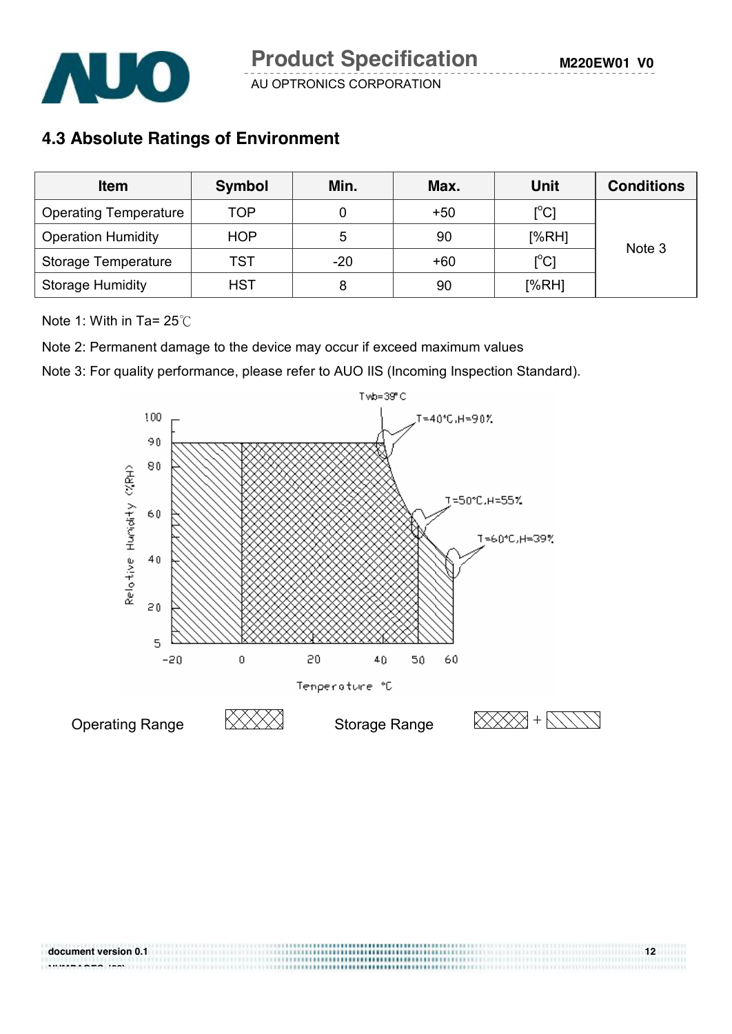## 4.3 Absolute Ratings of Environment

| Item | Symbol | Min. | Max. | Unit | Conditions |
|---|---|---|---|---|---|
| Operating Temperature | TOP | 0 | +50 | [°C] | Note 3 |
| Operation Humidity | HOP | 5 | 90 | [%RH] | |
| Storage Temperature | TST | -20 | +60 | [°C] | |
| Storage Humidity | HST | 8 | 90 | [%RH] | |

Note 1: With in Ta= 25℃

Note 2: Permanent damage to the device may occur if exceed maximum values

Note 3: For quality performance, please refer to AUO IIS (Incoming Inspection Standard).

Twb=39°C

T=40°C,H=90%

T=50°C,H=55%

T=60°C,H=39%

Relative Humidity (%RH)

Temperature °C

Operating Range

Storage Range +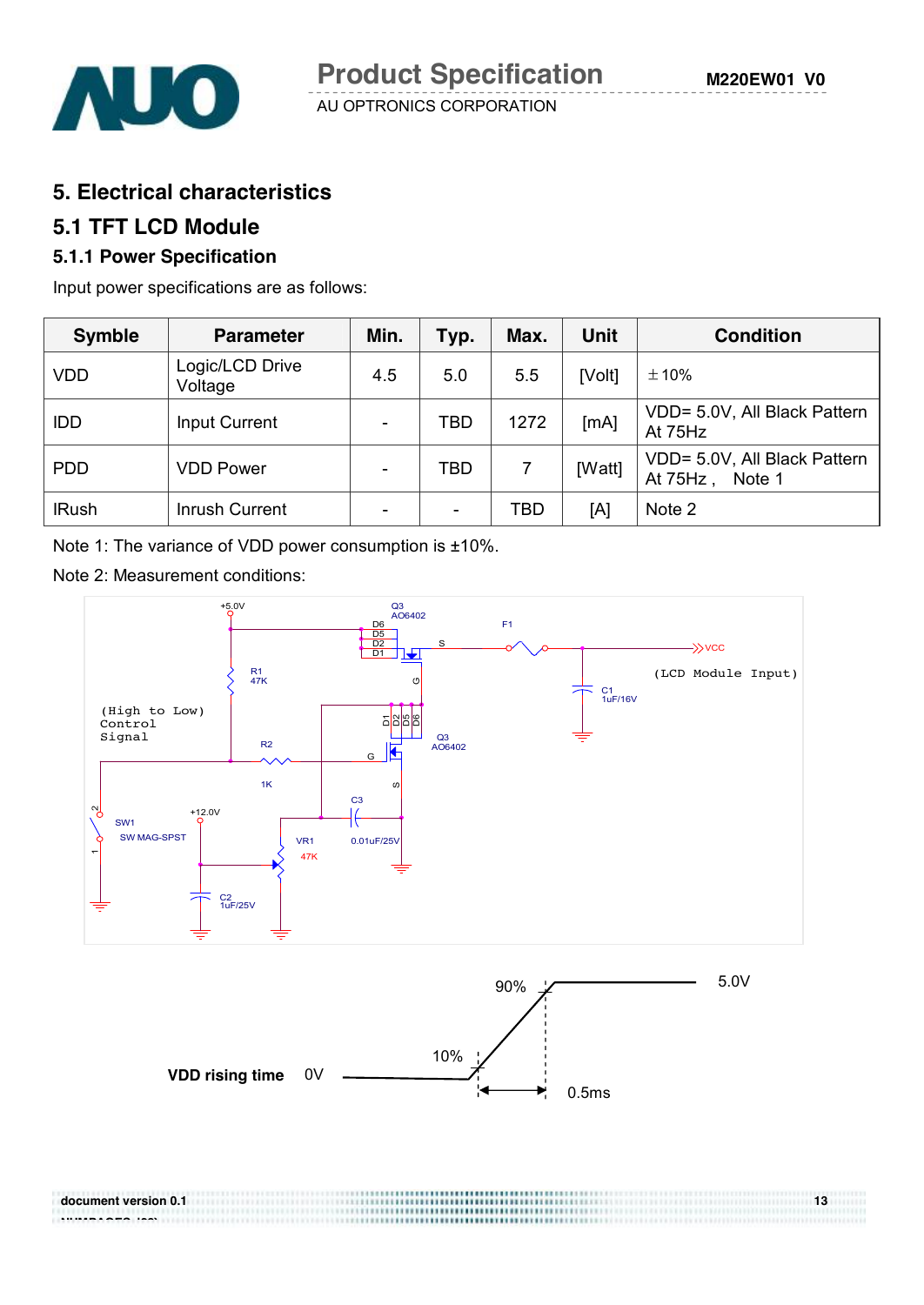# 5. Electrical characteristics

## 5.1 TFT LCD Module

### 5.1.1 Power Specification

Input power specifications are as follows:

| Symble | Parameter | Min. | Typ. | Max. | Unit | Condition |
|---|---|---|---|---|---|---|
| VDD | Logic/LCD Drive Voltage | 4.5 | 5.0 | 5.5 | [Volt] | ±10% |
| IDD | Input Current | - | TBD | 1272 | [mA] | VDD= 5.0V, All Black Pattern At 75Hz |
| PDD | VDD Power | - | TBD | 7 | [Watt] | VDD= 5.0V, All Black Pattern At 75Hz , Note 1 |
| IRush | Inrush Current | - | - | TBD | [A] | Note 2 |

Note 1: The variance of VDD power consumption is ±10%.

Note 2: Measurement conditions:

+5.0V, Q3 AO6402, D6 D5 D2 D1, S, G, F1, VCC, (LCD Module Input), C1 1uF/16V, R1 47K, (High to Low) Control Signal, R2 1K, D1 D2 D5 D6, Q3 AO6402, G, S, C3 0.01uF/25V, SW1 SW MAG-SPST, +12.0V, VR1 47K, C2 1uF/25V

VDD rising time: 0V, 10%, 90%, 5.0V, 0.5ms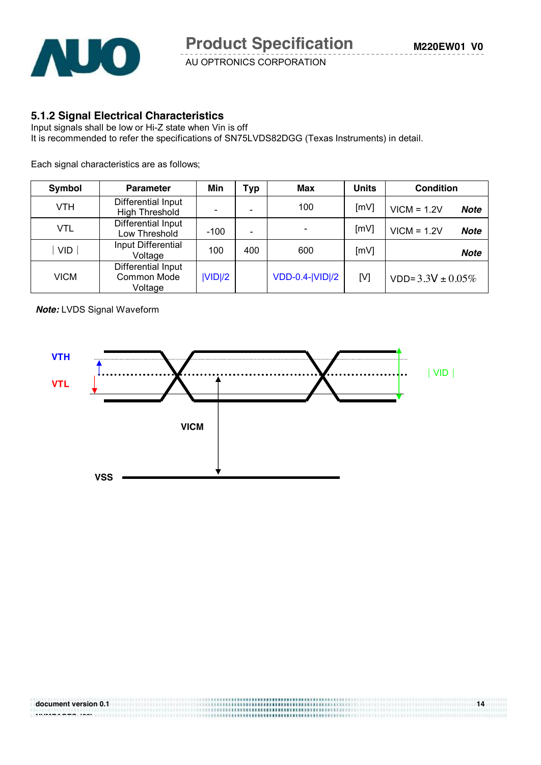### 5.1.2 Signal Electrical Characteristics

Input signals shall be low or Hi-Z state when Vin is off
It is recommended to refer the specifications of SN75LVDS82DGG (Texas Instruments) in detail.

Each signal characteristics are as follows;

| Symbol | Parameter | Min | Typ | Max | Units | Condition |
|---|---|---|---|---|---|---|
| VTH | Differential Input High Threshold | - | - | 100 | [mV] | VICM = 1.2V ***Note*** |
| VTL | Differential Input Low Threshold | -100 | - | - | [mV] | VICM = 1.2V ***Note*** |
| \| VID \| | Input Differential Voltage | 100 | 400 | 600 | [mV] | ***Note*** |
| VICM | Differential Input Common Mode Voltage | \|VID\|/2 | | VDD-0.4-\|VID\|/2 | [V] | VDD= 3.3V ± 0.05% |

***Note:*** LVDS Signal Waveform

VTH

VTL

| VID |

VICM

VSS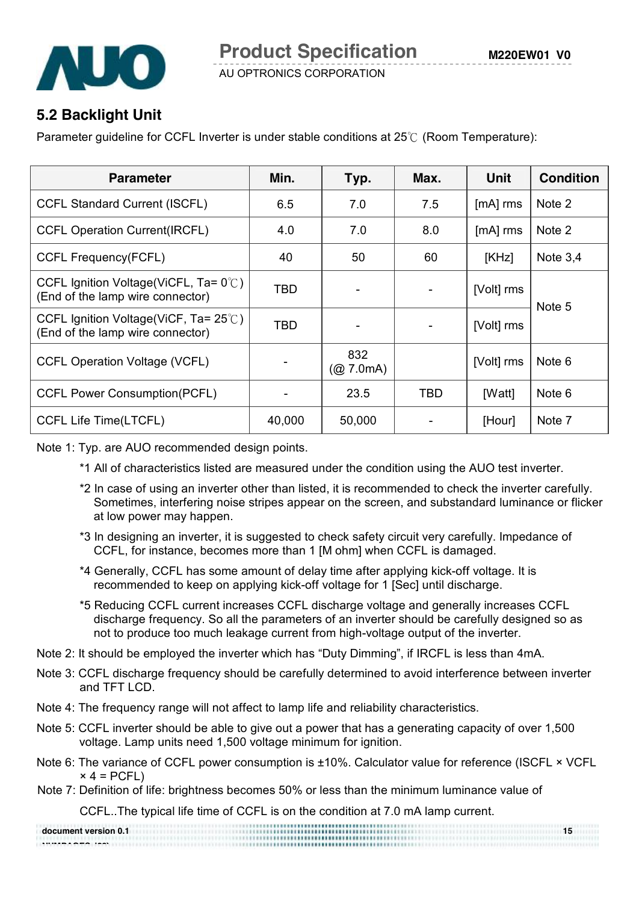## 5.2 Backlight Unit

Parameter guideline for CCFL Inverter is under stable conditions at 25℃ (Room Temperature):

| Parameter | Min. | Typ. | Max. | Unit | Condition |
|---|---|---|---|---|---|
| CCFL Standard Current (ISCFL) | 6.5 | 7.0 | 7.5 | [mA] rms | Note 2 |
| CCFL Operation Current(IRCFL) | 4.0 | 7.0 | 8.0 | [mA] rms | Note 2 |
| CCFL Frequency(FCFL) | 40 | 50 | 60 | [KHz] | Note 3,4 |
| CCFL Ignition Voltage(ViCFL, Ta= 0℃) (End of the lamp wire connector) | TBD | - | - | [Volt] rms | Note 5 |
| CCFL Ignition Voltage(ViCF, Ta= 25℃) (End of the lamp wire connector) | TBD | - | - | [Volt] rms | |
| CCFL Operation Voltage (VCFL) | - | 832 (@ 7.0mA) | | [Volt] rms | Note 6 |
| CCFL Power Consumption(PCFL) | - | 23.5 | TBD | [Watt] | Note 6 |
| CCFL Life Time(LTCFL) | 40,000 | 50,000 | - | [Hour] | Note 7 |

Note 1: Typ. are AUO recommended design points.

*1 All of characteristics listed are measured under the condition using the AUO test inverter.

*2 In case of using an inverter other than listed, it is recommended to check the inverter carefully. Sometimes, interfering noise stripes appear on the screen, and substandard luminance or flicker at low power may happen.

*3 In designing an inverter, it is suggested to check safety circuit very carefully. Impedance of CCFL, for instance, becomes more than 1 [M ohm] when CCFL is damaged.

*4 Generally, CCFL has some amount of delay time after applying kick-off voltage. It is recommended to keep on applying kick-off voltage for 1 [Sec] until discharge.

*5 Reducing CCFL current increases CCFL discharge voltage and generally increases CCFL discharge frequency. So all the parameters of an inverter should be carefully designed so as not to produce too much leakage current from high-voltage output of the inverter.

Note 2: It should be employed the inverter which has "Duty Dimming", if IRCFL is less than 4mA.

Note 3: CCFL discharge frequency should be carefully determined to avoid interference between inverter and TFT LCD.

Note 4: The frequency range will not affect to lamp life and reliability characteristics.

Note 5: CCFL inverter should be able to give out a power that has a generating capacity of over 1,500 voltage. Lamp units need 1,500 voltage minimum for ignition.

Note 6: The variance of CCFL power consumption is ±10%. Calculator value for reference (ISCFL × VCFL × 4 = PCFL)

Note 7: Definition of life: brightness becomes 50% or less than the minimum luminance value of CCFL..The typical life time of CCFL is on the condition at 7.0 mA lamp current.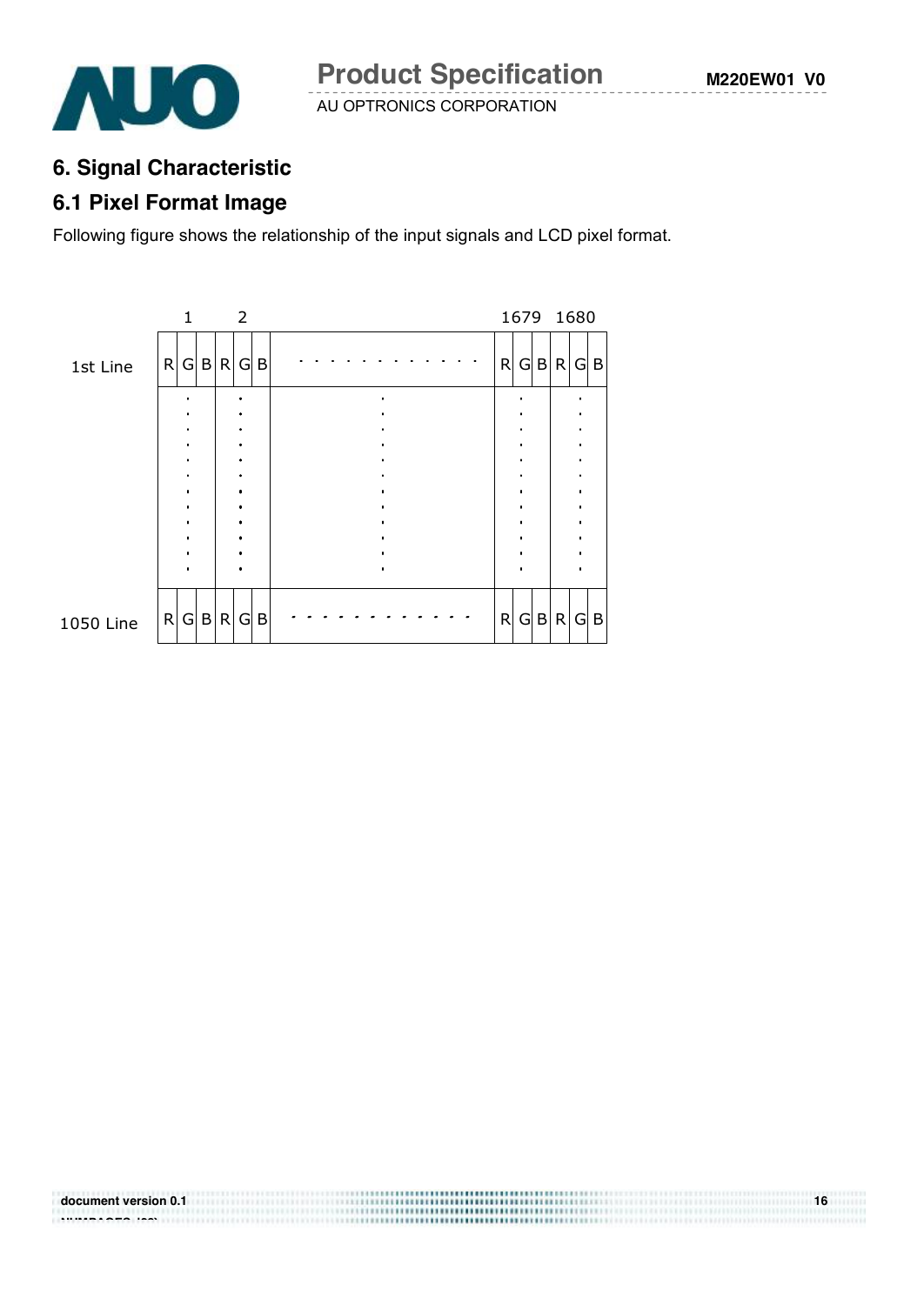## 6. Signal Characteristic

### 6.1 Pixel Format Image

Following figure shows the relationship of the input signals and LCD pixel format.

| | 1 | | | 2 | | | | 1679 | | | 1680 | | |
|---|---|---|---|---|---|---|---|---|---|---|---|---|---|
| 1st Line | R | G | B | R | G | B | . . . . . . . . . . . . | R | G | B | R | G | B |
| | ⋮ | | | ⋮ | | | ⋮ | ⋮ | | | ⋮ | | |
| 1050 Line | R | G | B | R | G | B | - - - - - - - - - - - - | R | G | B | R | G | B |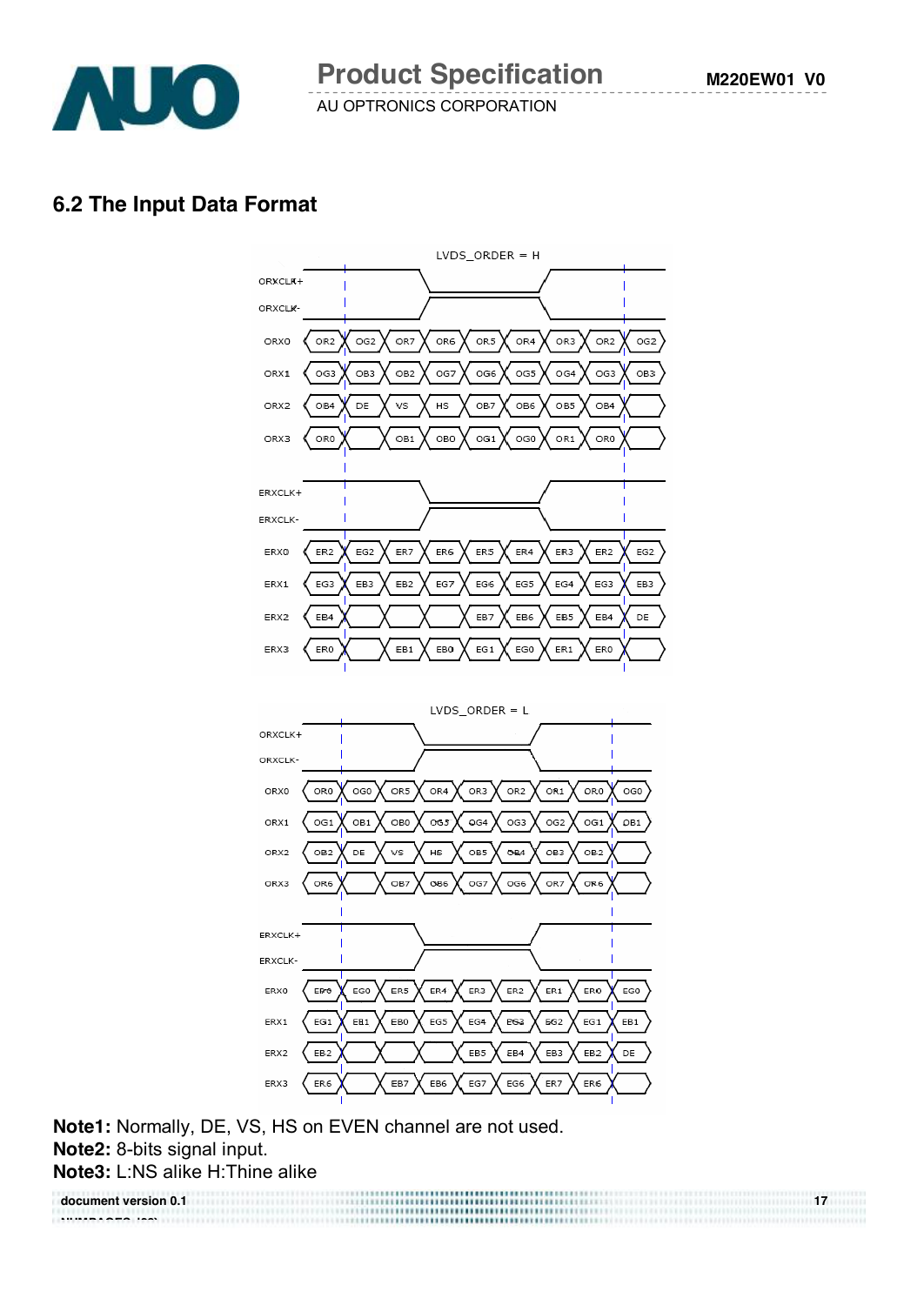## 6.2 The Input Data Format

LVDS_ORDER = H

| Signal | | | | | | | | | |
|---|---|---|---|---|---|---|---|---|---|
| ORX0 | OR2 | OG2 | OR7 | OR6 | OR5 | OR4 | OR3 | OR2 | OG2 |
| ORX1 | OG3 | OB3 | OB2 | OG7 | OG6 | OG5 | OG4 | OG3 | OB3 |
| ORX2 | OB4 | DE | VS | HS | OB7 | OB6 | OB5 | OB4 | |
| ORX3 | OR0 | | OB1 | OB0 | OG1 | OG0 | OR1 | OR0 | |
| ERX0 | ER2 | EG2 | ER7 | ER6 | ER5 | ER4 | ER3 | ER2 | EG2 |
| ERX1 | EG3 | EB3 | EB2 | EG7 | EG6 | EG5 | EG4 | EG3 | EB3 |
| ERX2 | EB4 | | | | EB7 | EB6 | EB5 | EB4 | DE |
| ERX3 | ER0 | | EB1 | EB0 | EG1 | EG0 | ER1 | ER0 | |

LVDS_ORDER = L

| Signal | | | | | | | | | |
|---|---|---|---|---|---|---|---|---|---|
| ORX0 | OR0 | OG0 | OR5 | OR4 | OR3 | OR2 | OR1 | OR0 | OG0 |
| ORX1 | OG1 | OB1 | OB0 | OG5 | OG4 | OG3 | OG2 | OG1 | OB1 |
| ORX2 | OB2 | DE | VS | HS | OB5 | OB4 | OB3 | OB2 | |
| ORX3 | OR6 | | OB7 | OB6 | OG7 | OG6 | OR7 | OR6 | |
| ERX0 | ER0 | EG0 | ER5 | ER4 | ER3 | ER2 | ER1 | ER0 | EG0 |
| ERX1 | EG1 | EB1 | EB0 | EG5 | EG4 | EG3 | EG2 | EG1 | EB1 |
| ERX2 | EB2 | | | | EB5 | EB4 | EB3 | EB2 | DE |
| ERX3 | ER6 | | EB7 | EB6 | EG7 | EG6 | ER7 | ER6 | |

**Note1:** Normally, DE, VS, HS on EVEN channel are not used.
**Note2:** 8-bits signal input.
**Note3:** L:NS alike H:Thine alike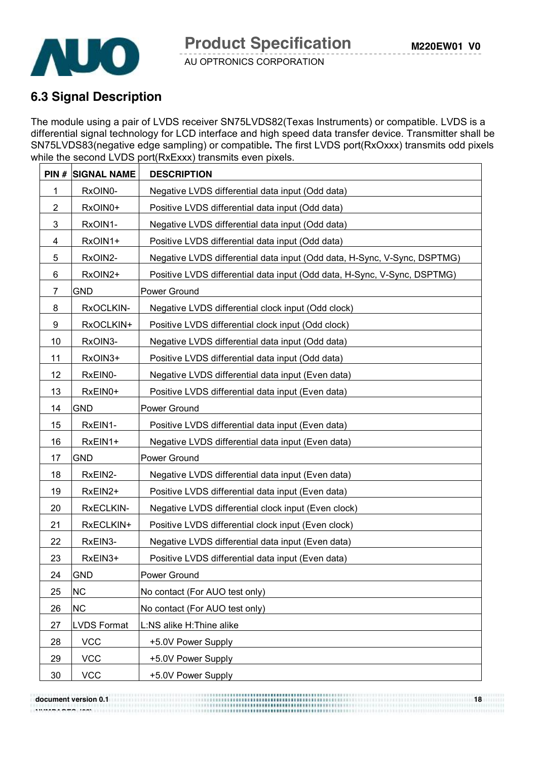## 6.3 Signal Description

The module using a pair of LVDS receiver SN75LVDS82(Texas Instruments) or compatible. LVDS is a differential signal technology for LCD interface and high speed data transfer device. Transmitter shall be SN75LVDS83(negative edge sampling) or compatible**.** The first LVDS port(RxOxxx) transmits odd pixels while the second LVDS port(RxExxx) transmits even pixels.

| PIN # | SIGNAL NAME | DESCRIPTION |
|---|---|---|
| 1 | RxOIN0- | Negative LVDS differential data input (Odd data) |
| 2 | RxOIN0+ | Positive LVDS differential data input (Odd data) |
| 3 | RxOIN1- | Negative LVDS differential data input (Odd data) |
| 4 | RxOIN1+ | Positive LVDS differential data input (Odd data) |
| 5 | RxOIN2- | Negative LVDS differential data input (Odd data, H-Sync, V-Sync, DSPTMG) |
| 6 | RxOIN2+ | Positive LVDS differential data input (Odd data, H-Sync, V-Sync, DSPTMG) |
| 7 | GND | Power Ground |
| 8 | RxOCLKIN- | Negative LVDS differential clock input (Odd clock) |
| 9 | RxOCLKIN+ | Positive LVDS differential clock input (Odd clock) |
| 10 | RxOIN3- | Negative LVDS differential data input (Odd data) |
| 11 | RxOIN3+ | Positive LVDS differential data input (Odd data) |
| 12 | RxEIN0- | Negative LVDS differential data input (Even data) |
| 13 | RxEIN0+ | Positive LVDS differential data input (Even data) |
| 14 | GND | Power Ground |
| 15 | RxEIN1- | Positive LVDS differential data input (Even data) |
| 16 | RxEIN1+ | Negative LVDS differential data input (Even data) |
| 17 | GND | Power Ground |
| 18 | RxEIN2- | Negative LVDS differential data input (Even data) |
| 19 | RxEIN2+ | Positive LVDS differential data input (Even data) |
| 20 | RxECLKIN- | Negative LVDS differential clock input (Even clock) |
| 21 | RxECLKIN+ | Positive LVDS differential clock input (Even clock) |
| 22 | RxEIN3- | Negative LVDS differential data input (Even data) |
| 23 | RxEIN3+ | Positive LVDS differential data input (Even data) |
| 24 | GND | Power Ground |
| 25 | NC | No contact (For AUO test only) |
| 26 | NC | No contact (For AUO test only) |
| 27 | LVDS Format | L:NS alike H:Thine alike |
| 28 | VCC | +5.0V Power Supply |
| 29 | VCC | +5.0V Power Supply |
| 30 | VCC | +5.0V Power Supply |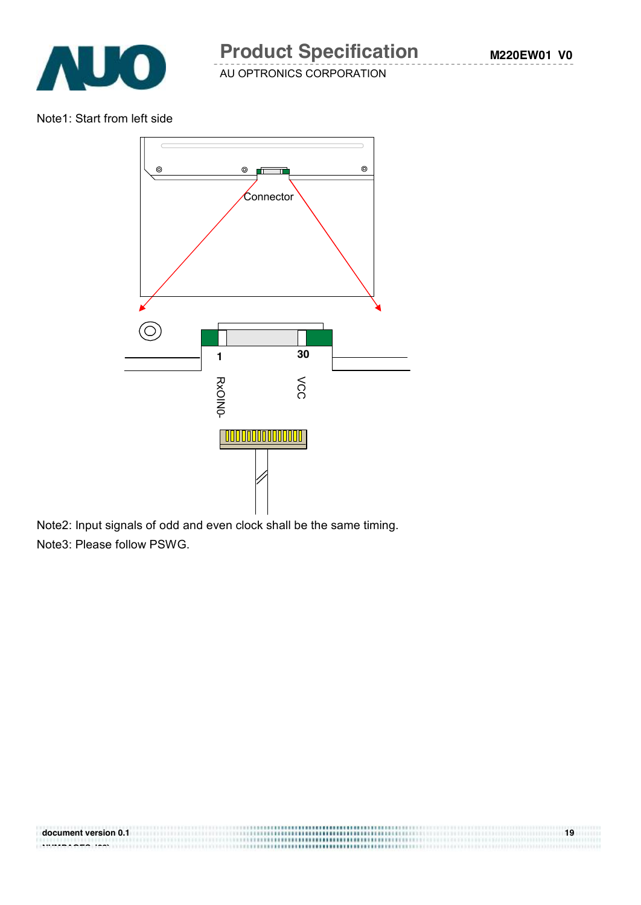Note1: Start from left side

Connector

1 30

RxOIN0- VCC

Note2: Input signals of odd and even clock shall be the same timing.

Note3: Please follow PSWG.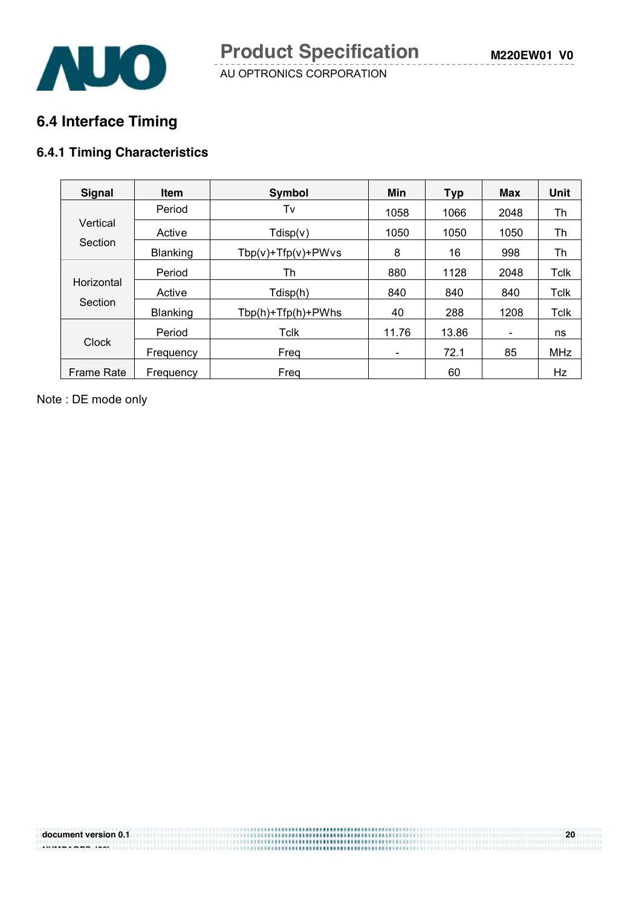## 6.4 Interface Timing

### 6.4.1 Timing Characteristics

| Signal | Item | Symbol | Min | Typ | Max | Unit |
|---|---|---|---|---|---|---|
| Vertical Section | Period | Tv | 1058 | 1066 | 2048 | Th |
| | Active | Tdisp(v) | 1050 | 1050 | 1050 | Th |
| | Blanking | Tbp(v)+Tfp(v)+PWvs | 8 | 16 | 998 | Th |
| Horizontal Section | Period | Th | 880 | 1128 | 2048 | Tclk |
| | Active | Tdisp(h) | 840 | 840 | 840 | Tclk |
| | Blanking | Tbp(h)+Tfp(h)+PWhs | 40 | 288 | 1208 | Tclk |
| Clock | Period | Tclk | 11.76 | 13.86 | - | ns |
| | Frequency | Freq | - | 72.1 | 85 | MHz |
| Frame Rate | Frequency | Freq | | 60 | | Hz |

Note : DE mode only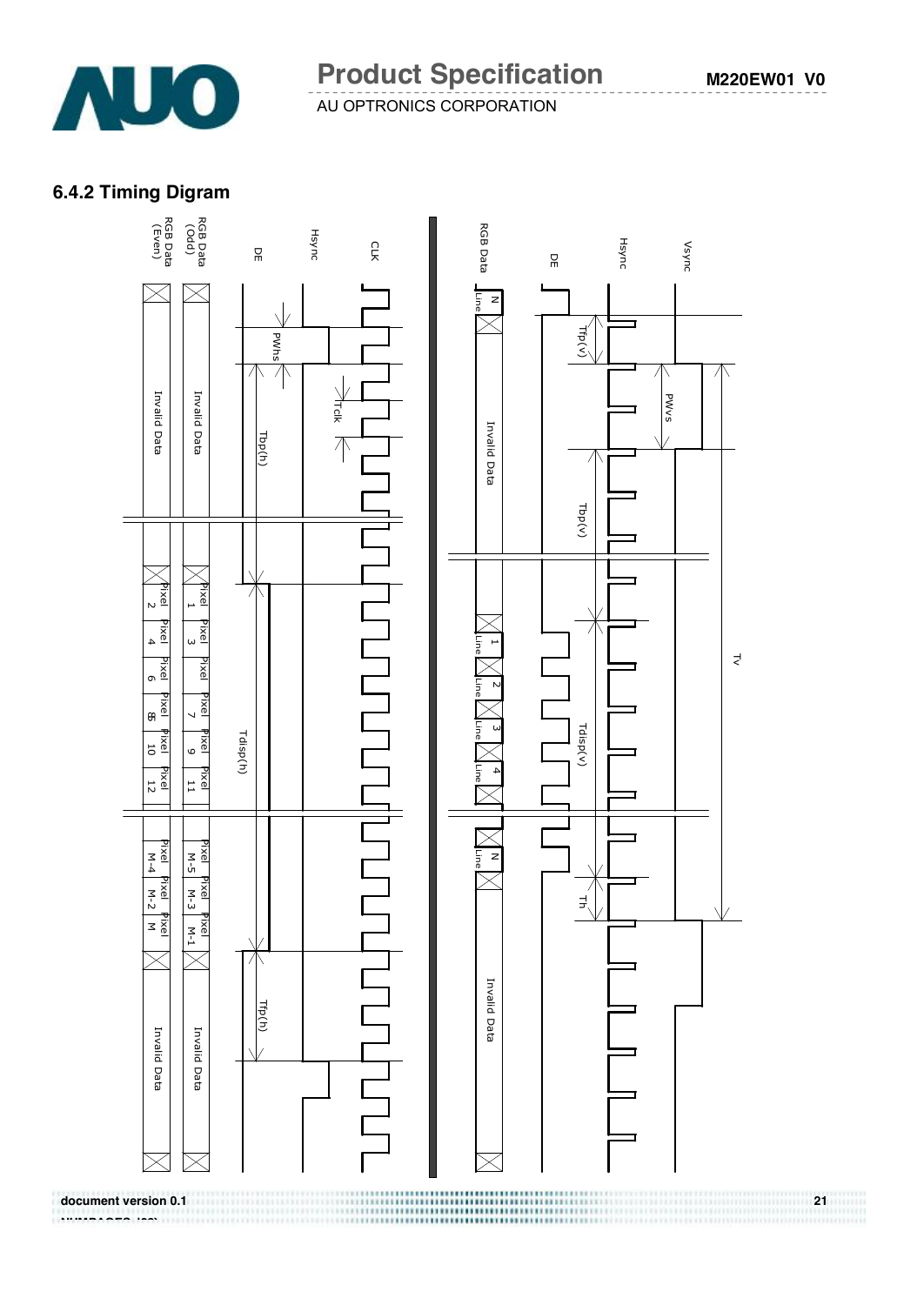### 6.4.2 Timing Digram

CLK

Hsync

DE

RGB Data (Odd)

RGB Data (Even)

PWhs

Tclk

Tbp(h)

Tdisp(h)

Tfp(h)

Invalid Data

Pixel 1 | Pixel 3 | Pixel 5 | Pixel 7 | Pixel 9 | Pixel 11

Pixel 2 | Pixel 4 | Pixel 6 | Pixel 8 | Pixel 10 | Pixel 12

Pixel M-5 | Pixel M-3 | Pixel M-1

Pixel M-4 | Pixel M-2 | Pixel M

Invalid Data

Vsync

Hsync

DE

RGB Data

Tfp(v)

PWvs

Tbp(v)

Tdisp(v)

Th

Tv

N Line

Invalid Data

1 Line | 2 Line | 3 Line | 4 Line

N Line

Invalid Data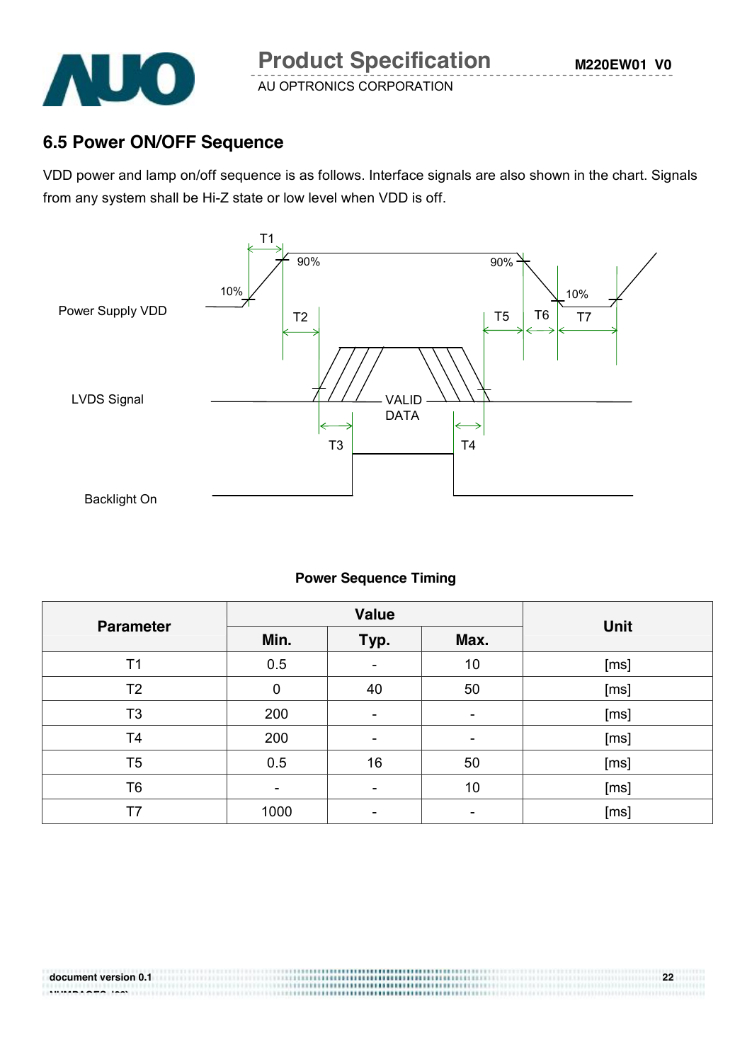## 6.5 Power ON/OFF Sequence

VDD power and lamp on/off sequence is as follows. Interface signals are also shown in the chart. Signals from any system shall be Hi-Z state or low level when VDD is off.

T1

90%

90%

10%

10%

Power Supply VDD

T2

T5

T6

T7

LVDS Signal

VALID DATA

T3

T4

Backlight On

**Power Sequence Timing**

| Parameter | Value | | | Unit |
|---|---|---|---|---|
| | Min. | Typ. | Max. | |
| T1 | 0.5 | - | 10 | [ms] |
| T2 | 0 | 40 | 50 | [ms] |
| T3 | 200 | - | - | [ms] |
| T4 | 200 | - | - | [ms] |
| T5 | 0.5 | 16 | 50 | [ms] |
| T6 | - | - | 10 | [ms] |
| T7 | 1000 | - | - | [ms] |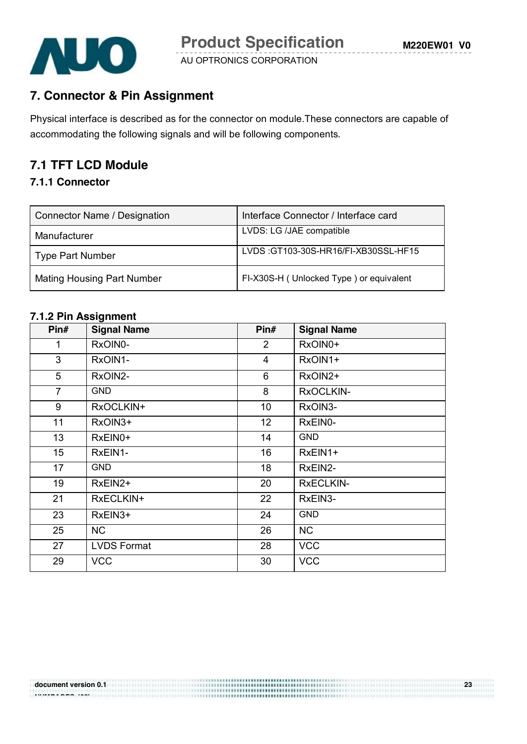## 7. Connector & Pin Assignment

Physical interface is described as for the connector on module.These connectors are capable of accommodating the following signals and will be following components.

## 7.1 TFT LCD Module

### 7.1.1 Connector

| Connector Name / Designation | Interface Connector / Interface card |
|---|---|
| Manufacturer | LVDS: LG /JAE compatible |
| Type Part Number | LVDS :GT103-30S-HR16/FI-XB30SSL-HF15 |
| Mating Housing Part Number | FI-X30S-H ( Unlocked Type ) or equivalent |

### 7.1.2 Pin Assignment

| Pin# | Signal Name | Pin# | Signal Name |
|---|---|---|---|
| 1 | RxOIN0- | 2 | RxOIN0+ |
| 3 | RxOIN1- | 4 | RxOIN1+ |
| 5 | RxOIN2- | 6 | RxOIN2+ |
| 7 | GND | 8 | RxOCLKIN- |
| 9 | RxOCLKIN+ | 10 | RxOIN3- |
| 11 | RxOIN3+ | 12 | RxEIN0- |
| 13 | RxEIN0+ | 14 | GND |
| 15 | RxEIN1- | 16 | RxEIN1+ |
| 17 | GND | 18 | RxEIN2- |
| 19 | RxEIN2+ | 20 | RxECLKIN- |
| 21 | RxECLKIN+ | 22 | RxEIN3- |
| 23 | RxEIN3+ | 24 | GND |
| 25 | NC | 26 | NC |
| 27 | LVDS Format | 28 | VCC |
| 29 | VCC | 30 | VCC |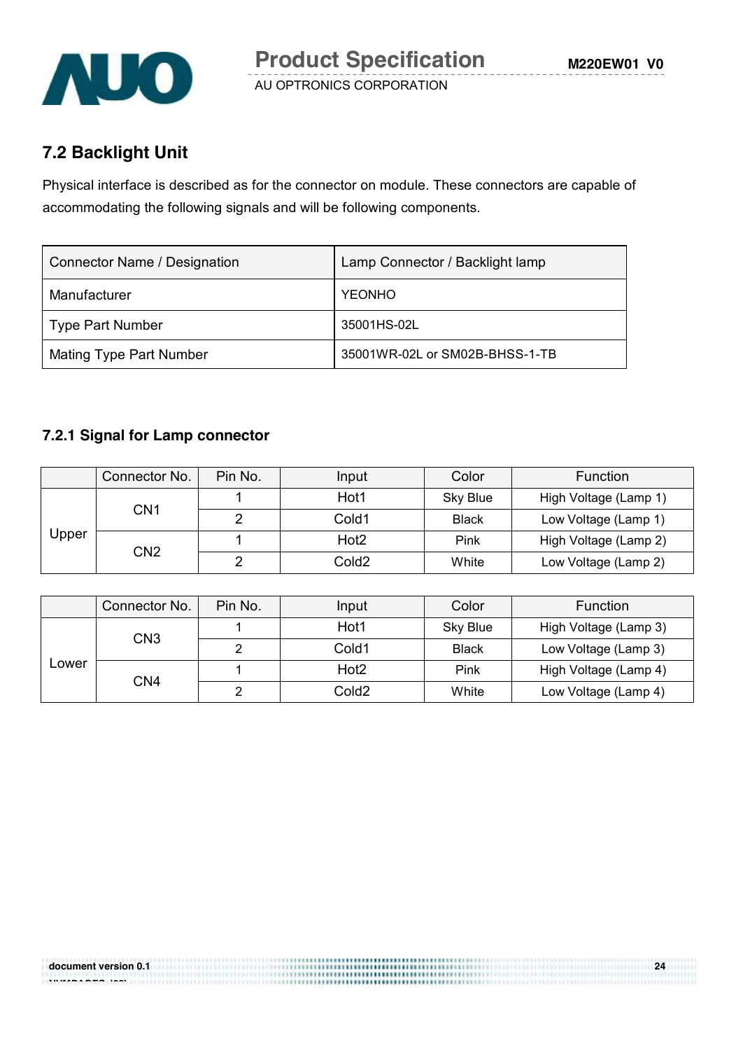## 7.2 Backlight Unit

Physical interface is described as for the connector on module. These connectors are capable of accommodating the following signals and will be following components.

| Connector Name / Designation | Lamp Connector / Backlight lamp |
|---|---|
| Manufacturer | YEONHO |
| Type Part Number | 35001HS-02L |
| Mating Type Part Number | 35001WR-02L or SM02B-BHSS-1-TB |

### 7.2.1 Signal for Lamp connector

| | Connector No. | Pin No. | Input | Color | Function |
|---|---|---|---|---|---|
| Upper | CN1 | 1 | Hot1 | Sky Blue | High Voltage (Lamp 1) |
| | | 2 | Cold1 | Black | Low Voltage (Lamp 1) |
| | CN2 | 1 | Hot2 | Pink | High Voltage (Lamp 2) |
| | | 2 | Cold2 | White | Low Voltage (Lamp 2) |

| | Connector No. | Pin No. | Input | Color | Function |
|---|---|---|---|---|---|
| Lower | CN3 | 1 | Hot1 | Sky Blue | High Voltage (Lamp 3) |
| | | 2 | Cold1 | Black | Low Voltage (Lamp 3) |
| | CN4 | 1 | Hot2 | Pink | High Voltage (Lamp 4) |
| | | 2 | Cold2 | White | Low Voltage (Lamp 4) |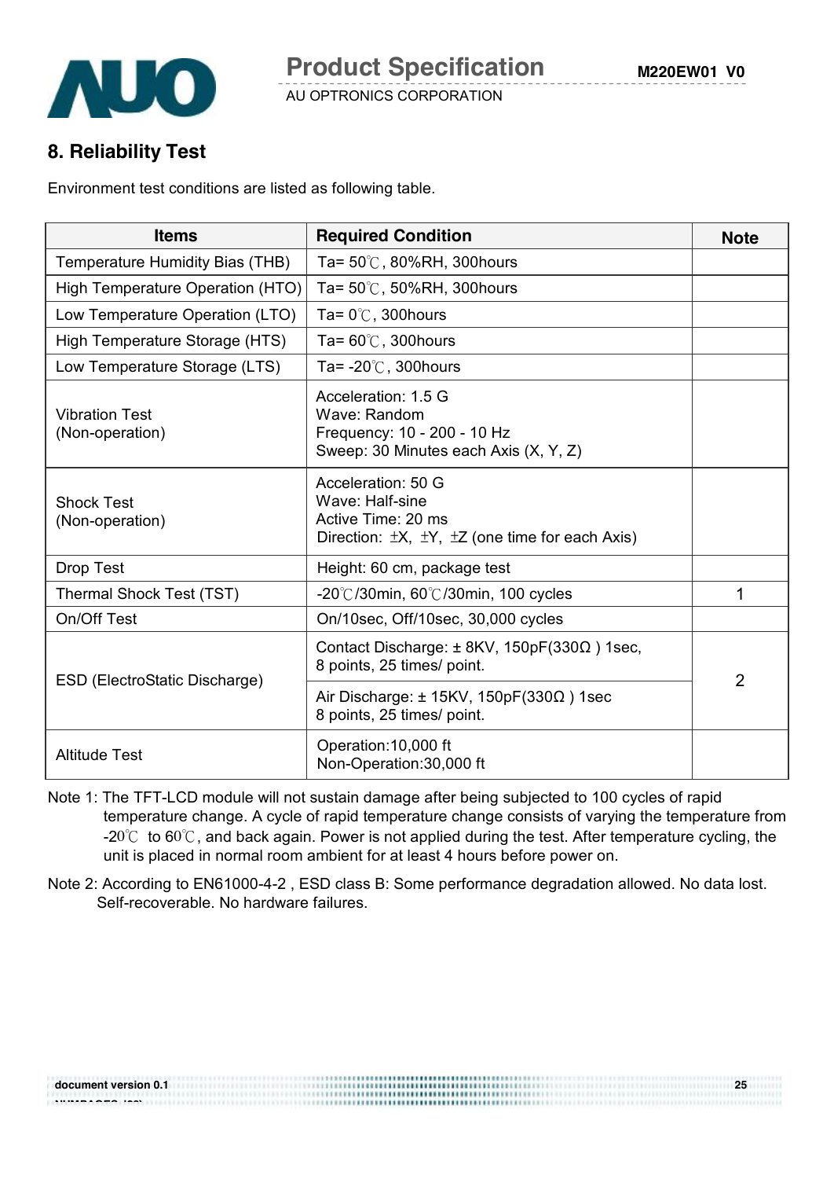## 8. Reliability Test

Environment test conditions are listed as following table.

| Items | Required Condition | Note |
|---|---|---|
| Temperature Humidity Bias (THB) | Ta= 50℃, 80%RH, 300hours | |
| High Temperature Operation (HTO) | Ta= 50℃, 50%RH, 300hours | |
| Low Temperature Operation (LTO) | Ta= 0℃, 300hours | |
| High Temperature Storage (HTS) | Ta= 60℃, 300hours | |
| Low Temperature Storage (LTS) | Ta= -20℃, 300hours | |
| Vibration Test (Non-operation) | Acceleration: 1.5 G<br>Wave: Random<br>Frequency: 10 - 200 - 10 Hz<br>Sweep: 30 Minutes each Axis (X, Y, Z) | |
| Shock Test (Non-operation) | Acceleration: 50 G<br>Wave: Half-sine<br>Active Time: 20 ms<br>Direction: ±X, ±Y, ±Z (one time for each Axis) | |
| Drop Test | Height: 60 cm, package test | |
| Thermal Shock Test (TST) | -20℃/30min, 60℃/30min, 100 cycles | 1 |
| On/Off Test | On/10sec, Off/10sec, 30,000 cycles | |
| ESD (ElectroStatic Discharge) | Contact Discharge: ± 8KV, 150pF(330Ω ) 1sec, 8 points, 25 times/ point. | 2 |
| | Air Discharge: ± 15KV, 150pF(330Ω ) 1sec 8 points, 25 times/ point. | |
| Altitude Test | Operation:10,000 ft<br>Non-Operation:30,000 ft | |

Note 1: The TFT-LCD module will not sustain damage after being subjected to 100 cycles of rapid temperature change. A cycle of rapid temperature change consists of varying the temperature from -20℃ to 60℃, and back again. Power is not applied during the test. After temperature cycling, the unit is placed in normal room ambient for at least 4 hours before power on.

Note 2: According to EN61000-4-2 , ESD class B: Some performance degradation allowed. No data lost. Self-recoverable. No hardware failures.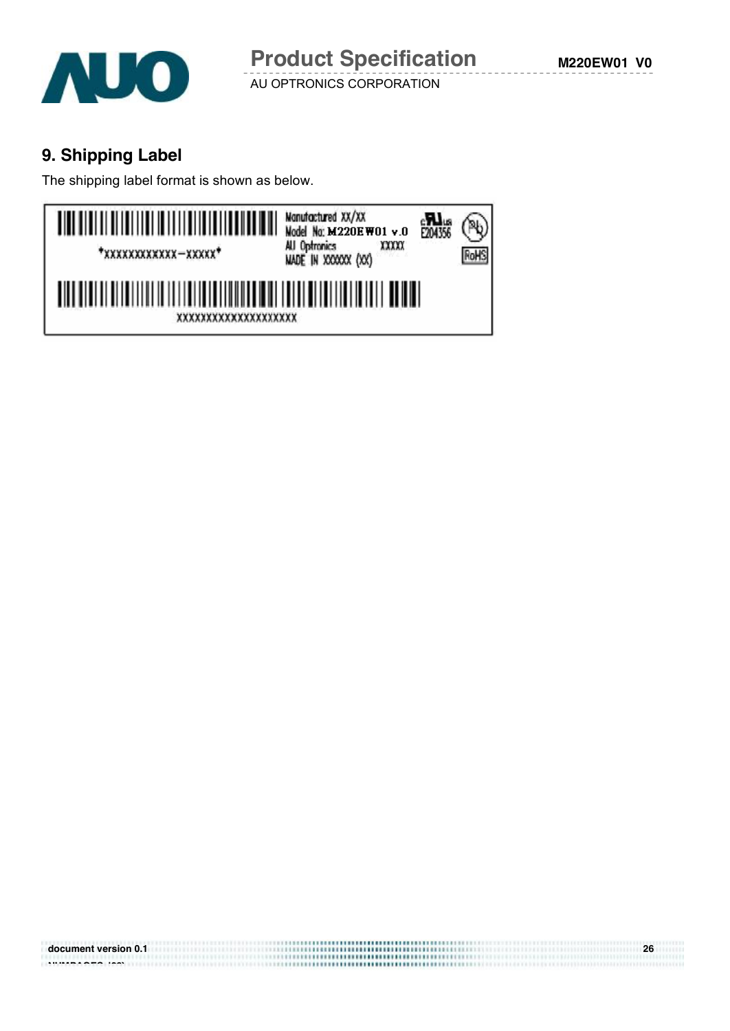## 9. Shipping Label

The shipping label format is shown as below.

*XXXXXXXXXXXX–XXXXX*

Manufactured XX/XX
Model No: M220EW01 v.0
AU Optronics XXXXX
MADE IN XXXXXX (XX)

E204356

RoHS

XXXXXXXXXXXXXXXXXXXX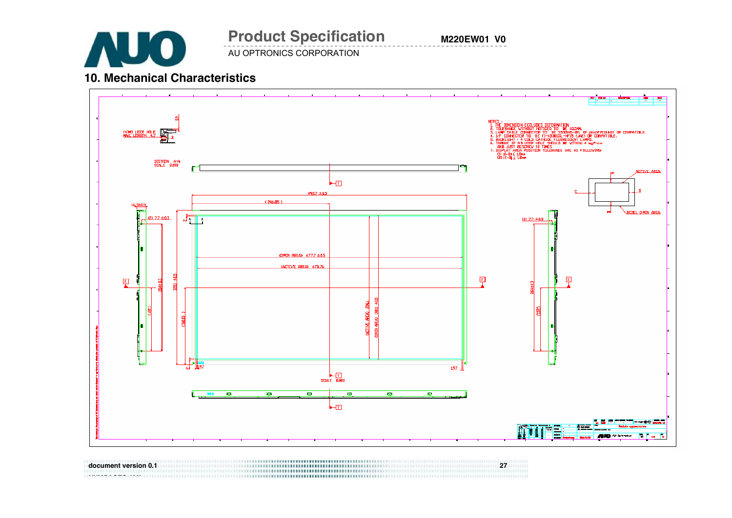## 10. Mechanical Characteristics

NOTES :

1. THE DIMENSION EXCLUDES DEFORMATION
2. TOLERANCE WITHOUT NOTICED TO BE ±0.5MM.
3. LAMP CABLE CONNECTOR TO BE SM02(8.0)B-BHS-1-TB (JST) OR COMPATIBLE.
4. I/F CONNECTOR TO BE FI-XB30SSL-HF15 (JAE) OR COMPATIBLE.
5. BACKLIGHT : 4 COLD CATHODE FLUORESCENT LAMPS.
6. TORQUE OF M3 USER HOLE SHOULD BE WITHIN 4 kgf-cm AND JUST RESCREW 10 TIMES
7. DISPLAY AREA POSITION TOLERANCE ARE AS FOLLOWING:
   (1) |A-B| ≤ 1.0mm
   (2) |C-D| ≤ 1.0mm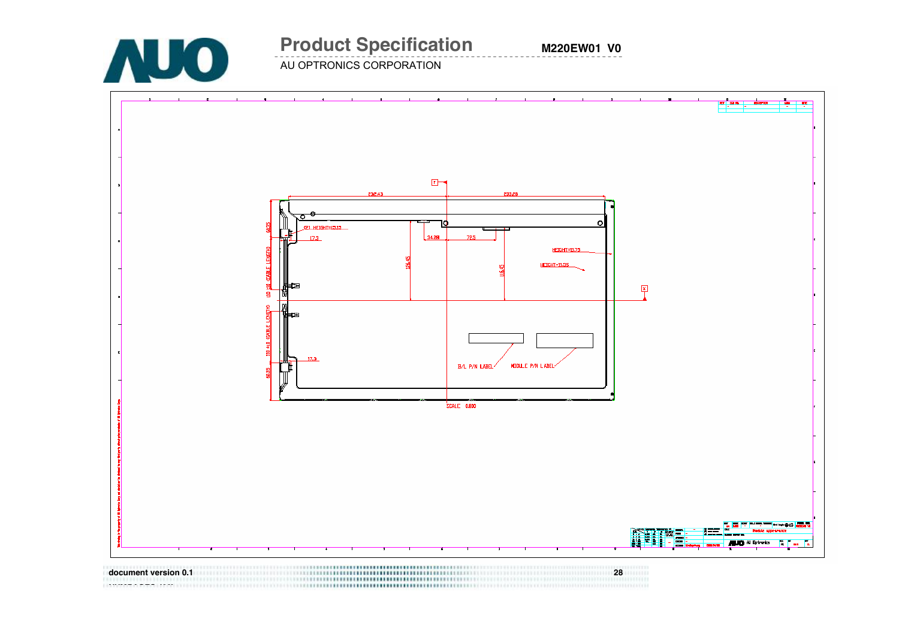232.43

233.28

60.35

110 ±10 (CABLE LENGTH)

110 ±10 (CABLE LENGTH)

60.35

(2) HEIGHT=13.15

17.3

17.3

34.88

72.5

126.45

116.45

HEIGHT=11.75

HEIGHT=11.35

B/L P/N LABEL

MODULE P/N LABEL

SCALE 0.800

Module appearance

AU Optronics